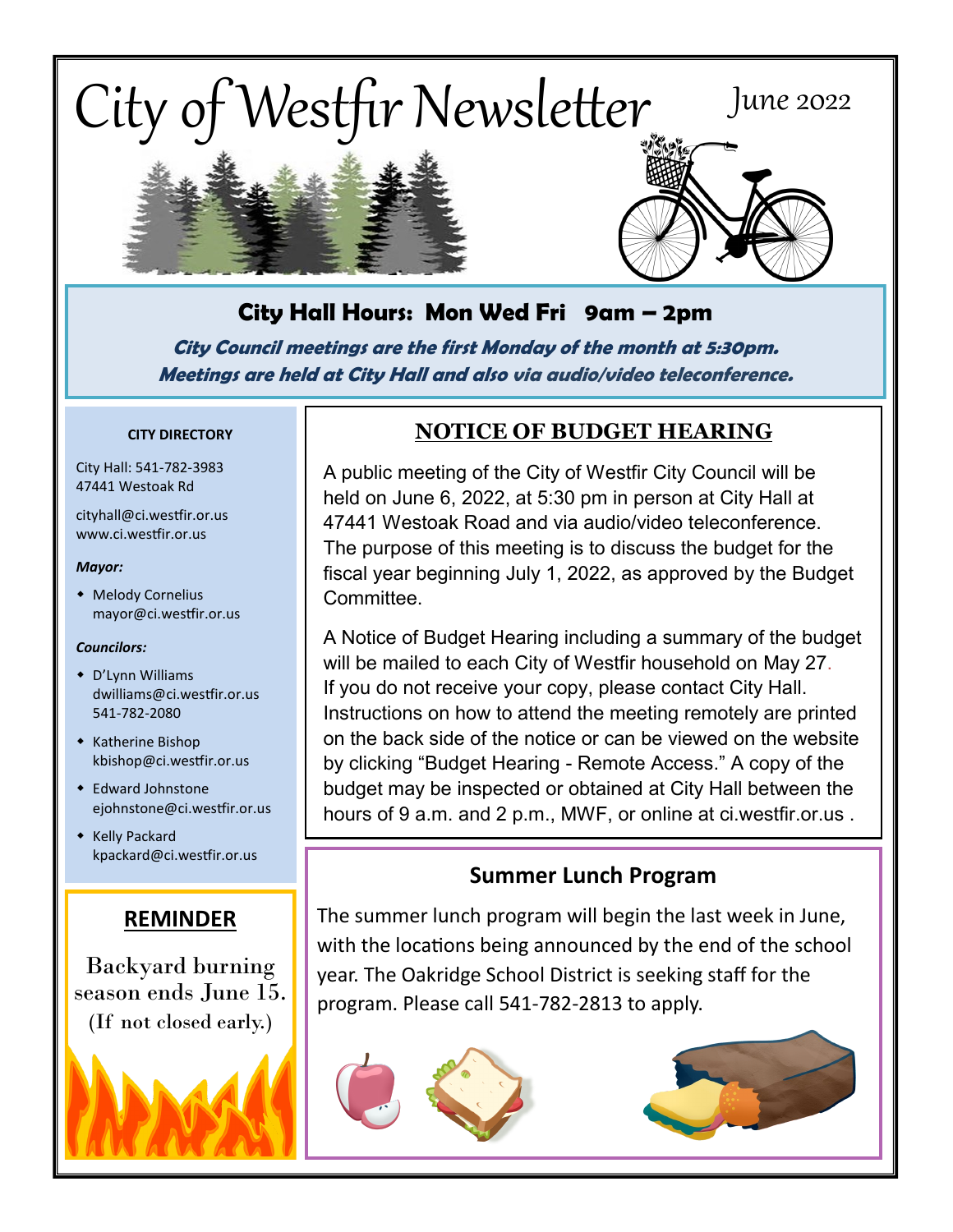# City of Westfir Newsletter

June 2022

## City Hall Hours: Mon Wed Fri 9am – 2pm

***City Council meetings are the first Monday of the month at 5:30pm.***
***Meetings are held at City Hall and also via audio/video teleconference.***

**CITY DIRECTORY**

City Hall: 541-782-3983
47441 Westoak Rd

cityhall@ci.westfir.or.us
www.ci.westfir.or.us

***Mayor:***

- Melody Cornelius
  mayor@ci.westfir.or.us

***Councilors:***

- D'Lynn Williams
  dwilliams@ci.westfir.or.us
  541-782-2080
- Katherine Bishop
  kbishop@ci.westfir.or.us
- Edward Johnstone
  ejohnstone@ci.westfir.or.us
- Kelly Packard
  kpackard@ci.westfir.or.us

## NOTICE OF BUDGET HEARING

A public meeting of the City of Westfir City Council will be held on June 6, 2022, at 5:30 pm in person at City Hall at 47441 Westoak Road and via audio/video teleconference. The purpose of this meeting is to discuss the budget for the fiscal year beginning July 1, 2022, as approved by the Budget Committee.

A Notice of Budget Hearing including a summary of the budget will be mailed to each City of Westfir household on May 27. If you do not receive your copy, please contact City Hall. Instructions on how to attend the meeting remotely are printed on the back side of the notice or can be viewed on the website by clicking "Budget Hearing - Remote Access." A copy of the budget may be inspected or obtained at City Hall between the hours of 9 a.m. and 2 p.m., MWF, or online at ci.westfir.or.us .

## REMINDER

Backyard burning season ends June 15. (If not closed early.)

## Summer Lunch Program

The summer lunch program will begin the last week in June, with the locations being announced by the end of the school year. The Oakridge School District is seeking staff for the program. Please call 541-782-2813 to apply.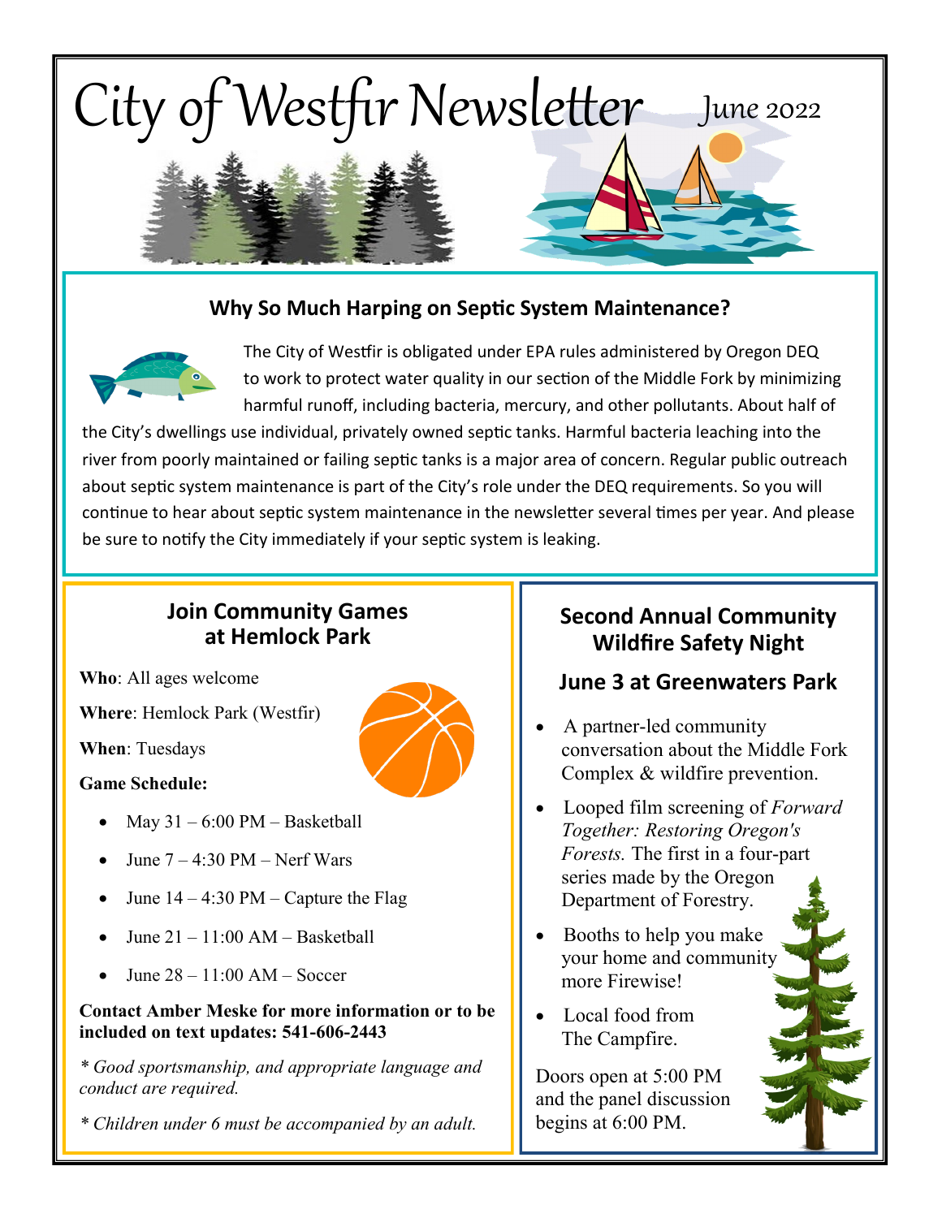# City of Westfir Newsletter

June 2022

## Why So Much Harping on Septic System Maintenance?

The City of Westfir is obligated under EPA rules administered by Oregon DEQ to work to protect water quality in our section of the Middle Fork by minimizing harmful runoff, including bacteria, mercury, and other pollutants. About half of the City's dwellings use individual, privately owned septic tanks. Harmful bacteria leaching into the river from poorly maintained or failing septic tanks is a major area of concern. Regular public outreach about septic system maintenance is part of the City's role under the DEQ requirements. So you will continue to hear about septic system maintenance in the newsletter several times per year. And please be sure to notify the City immediately if your septic system is leaking.

## Join Community Games at Hemlock Park

**Who**: All ages welcome

**Where**: Hemlock Park (Westfir)

**When**: Tuesdays

**Game Schedule:**

- May 31 – 6:00 PM – Basketball
- June 7 – 4:30 PM – Nerf Wars
- June 14 – 4:30 PM – Capture the Flag
- June 21 – 11:00 AM – Basketball
- June 28 – 11:00 AM – Soccer

**Contact Amber Meske for more information or to be included on text updates: 541-606-2443**

*\* Good sportsmanship, and appropriate language and conduct are required.*

*\* Children under 6 must be accompanied by an adult.*

## Second Annual Community Wildfire Safety Night

### June 3 at Greenwaters Park

- A partner-led community conversation about the Middle Fork Complex & wildfire prevention.
- Looped film screening of *Forward Together: Restoring Oregon's Forests.* The first in a four-part series made by the Oregon Department of Forestry.
- Booths to help you make your home and community more Firewise!
- Local food from The Campfire.

Doors open at 5:00 PM and the panel discussion begins at 6:00 PM.